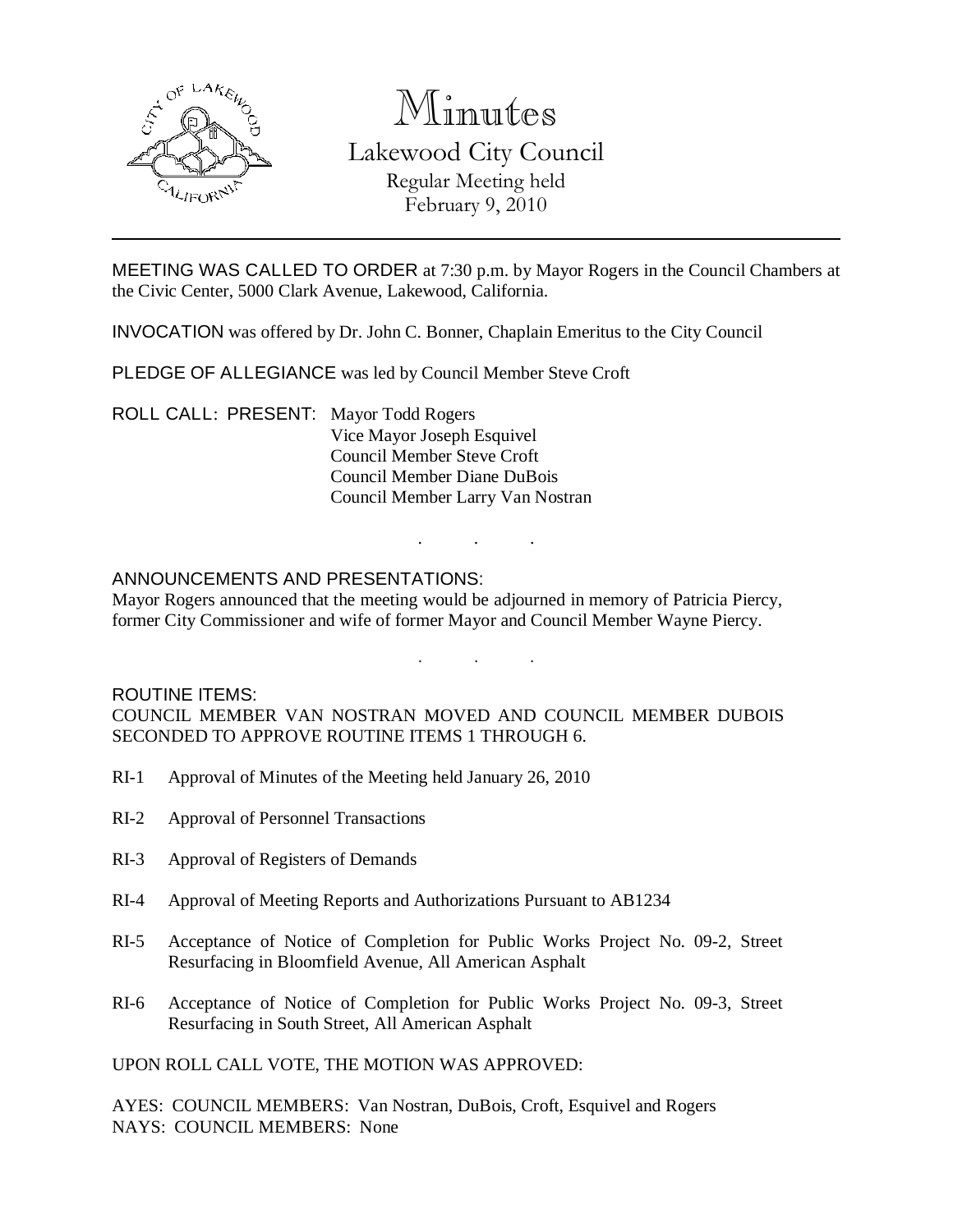# Minutes

## Lakewood City Council

Regular Meeting held
February 9, 2010

---

MEETING WAS CALLED TO ORDER at 7:30 p.m. by Mayor Rogers in the Council Chambers at the Civic Center, 5000 Clark Avenue, Lakewood, California.

INVOCATION was offered by Dr. John C. Bonner, Chaplain Emeritus to the City Council

PLEDGE OF ALLEGIANCE was led by Council Member Steve Croft

ROLL CALL: PRESENT: Mayor Todd Rogers
Vice Mayor Joseph Esquivel
Council Member Steve Croft
Council Member Diane DuBois
Council Member Larry Van Nostran

. . .

ANNOUNCEMENTS AND PRESENTATIONS:
Mayor Rogers announced that the meeting would be adjourned in memory of Patricia Piercy, former City Commissioner and wife of former Mayor and Council Member Wayne Piercy.

. . .

ROUTINE ITEMS:
COUNCIL MEMBER VAN NOSTRAN MOVED AND COUNCIL MEMBER DUBOIS SECONDED TO APPROVE ROUTINE ITEMS 1 THROUGH 6.

RI-1 Approval of Minutes of the Meeting held January 26, 2010

RI-2 Approval of Personnel Transactions

RI-3 Approval of Registers of Demands

RI-4 Approval of Meeting Reports and Authorizations Pursuant to AB1234

RI-5 Acceptance of Notice of Completion for Public Works Project No. 09-2, Street Resurfacing in Bloomfield Avenue, All American Asphalt

RI-6 Acceptance of Notice of Completion for Public Works Project No. 09-3, Street Resurfacing in South Street, All American Asphalt

UPON ROLL CALL VOTE, THE MOTION WAS APPROVED:

AYES: COUNCIL MEMBERS: Van Nostran, DuBois, Croft, Esquivel and Rogers
NAYS: COUNCIL MEMBERS: None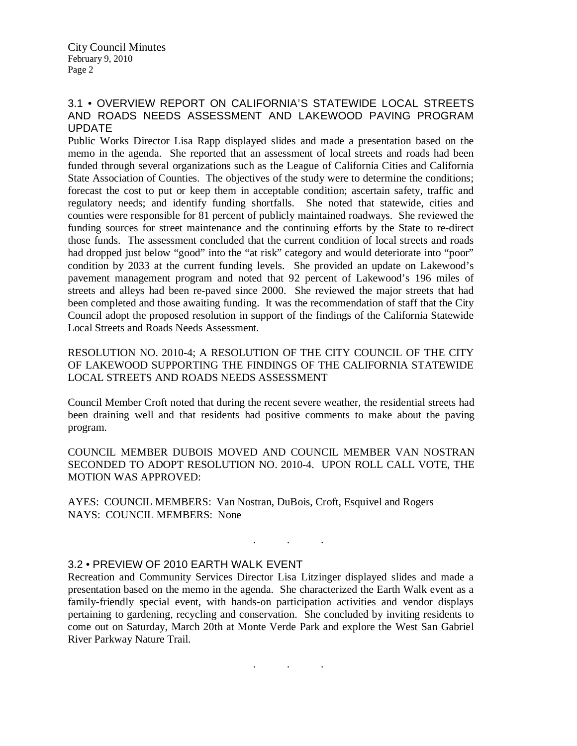## 3.1 • OVERVIEW REPORT ON CALIFORNIA'S STATEWIDE LOCAL STREETS AND ROADS NEEDS ASSESSMENT AND LAKEWOOD PAVING PROGRAM UPDATE

Public Works Director Lisa Rapp displayed slides and made a presentation based on the memo in the agenda. She reported that an assessment of local streets and roads had been funded through several organizations such as the League of California Cities and California State Association of Counties. The objectives of the study were to determine the conditions; forecast the cost to put or keep them in acceptable condition; ascertain safety, traffic and regulatory needs; and identify funding shortfalls. She noted that statewide, cities and counties were responsible for 81 percent of publicly maintained roadways. She reviewed the funding sources for street maintenance and the continuing efforts by the State to re-direct those funds. The assessment concluded that the current condition of local streets and roads had dropped just below "good" into the "at risk" category and would deteriorate into "poor" condition by 2033 at the current funding levels. She provided an update on Lakewood's pavement management program and noted that 92 percent of Lakewood's 196 miles of streets and alleys had been re-paved since 2000. She reviewed the major streets that had been completed and those awaiting funding. It was the recommendation of staff that the City Council adopt the proposed resolution in support of the findings of the California Statewide Local Streets and Roads Needs Assessment.

RESOLUTION NO. 2010-4; A RESOLUTION OF THE CITY COUNCIL OF THE CITY OF LAKEWOOD SUPPORTING THE FINDINGS OF THE CALIFORNIA STATEWIDE LOCAL STREETS AND ROADS NEEDS ASSESSMENT

Council Member Croft noted that during the recent severe weather, the residential streets had been draining well and that residents had positive comments to make about the paving program.

COUNCIL MEMBER DUBOIS MOVED AND COUNCIL MEMBER VAN NOSTRAN SECONDED TO ADOPT RESOLUTION NO. 2010-4. UPON ROLL CALL VOTE, THE MOTION WAS APPROVED:

AYES: COUNCIL MEMBERS: Van Nostran, DuBois, Croft, Esquivel and Rogers
NAYS: COUNCIL MEMBERS: None

. . .

## 3.2 • PREVIEW OF 2010 EARTH WALK EVENT

Recreation and Community Services Director Lisa Litzinger displayed slides and made a presentation based on the memo in the agenda. She characterized the Earth Walk event as a family-friendly special event, with hands-on participation activities and vendor displays pertaining to gardening, recycling and conservation. She concluded by inviting residents to come out on Saturday, March 20th at Monte Verde Park and explore the West San Gabriel River Parkway Nature Trail.

. . .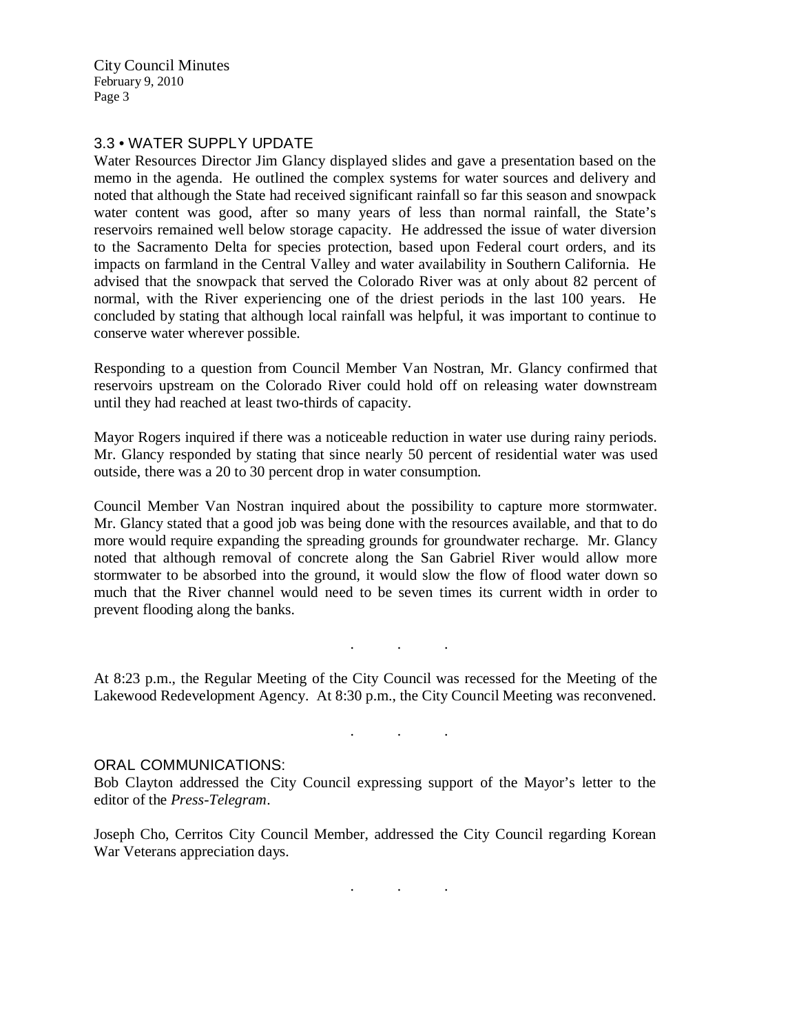### 3.3 • WATER SUPPLY UPDATE

Water Resources Director Jim Glancy displayed slides and gave a presentation based on the memo in the agenda. He outlined the complex systems for water sources and delivery and noted that although the State had received significant rainfall so far this season and snowpack water content was good, after so many years of less than normal rainfall, the State's reservoirs remained well below storage capacity. He addressed the issue of water diversion to the Sacramento Delta for species protection, based upon Federal court orders, and its impacts on farmland in the Central Valley and water availability in Southern California. He advised that the snowpack that served the Colorado River was at only about 82 percent of normal, with the River experiencing one of the driest periods in the last 100 years. He concluded by stating that although local rainfall was helpful, it was important to continue to conserve water wherever possible.

Responding to a question from Council Member Van Nostran, Mr. Glancy confirmed that reservoirs upstream on the Colorado River could hold off on releasing water downstream until they had reached at least two-thirds of capacity.

Mayor Rogers inquired if there was a noticeable reduction in water use during rainy periods. Mr. Glancy responded by stating that since nearly 50 percent of residential water was used outside, there was a 20 to 30 percent drop in water consumption.

Council Member Van Nostran inquired about the possibility to capture more stormwater. Mr. Glancy stated that a good job was being done with the resources available, and that to do more would require expanding the spreading grounds for groundwater recharge. Mr. Glancy noted that although removal of concrete along the San Gabriel River would allow more stormwater to be absorbed into the ground, it would slow the flow of flood water down so much that the River channel would need to be seven times its current width in order to prevent flooding along the banks.

. . .

At 8:23 p.m., the Regular Meeting of the City Council was recessed for the Meeting of the Lakewood Redevelopment Agency. At 8:30 p.m., the City Council Meeting was reconvened.

. . .

### ORAL COMMUNICATIONS:

Bob Clayton addressed the City Council expressing support of the Mayor's letter to the editor of the *Press-Telegram*.

Joseph Cho, Cerritos City Council Member, addressed the City Council regarding Korean War Veterans appreciation days.

. . .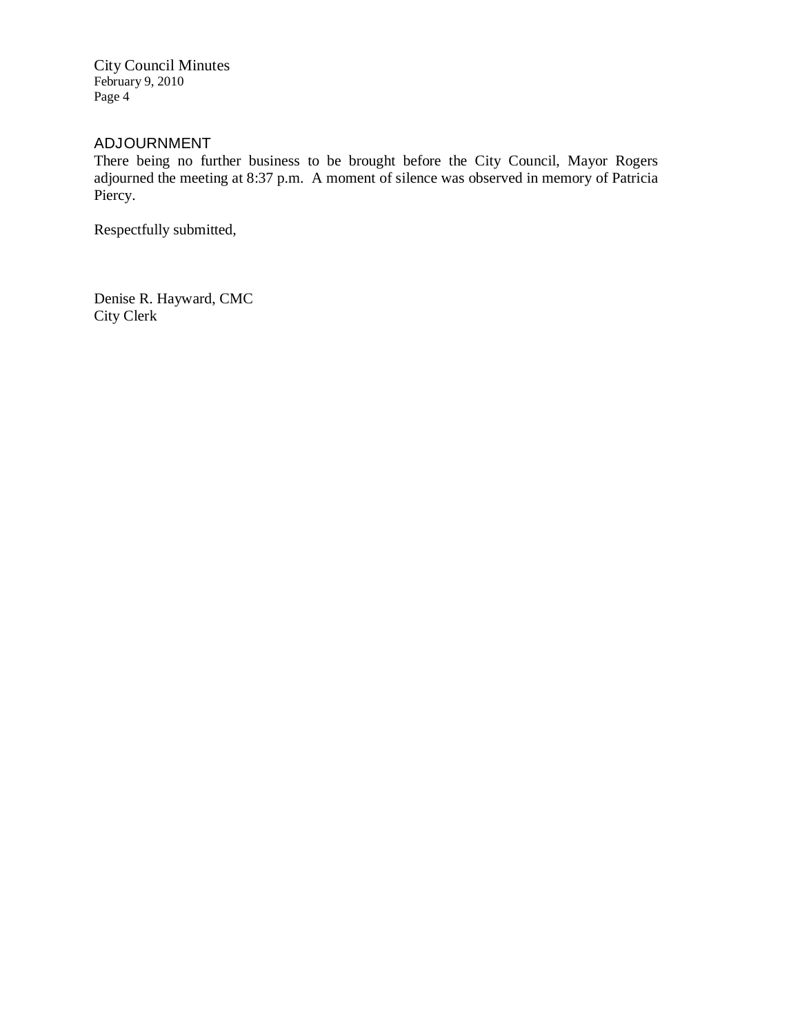## ADJOURNMENT

There being no further business to be brought before the City Council, Mayor Rogers adjourned the meeting at 8:37 p.m. A moment of silence was observed in memory of Patricia Piercy.

Respectfully submitted,

Denise R. Hayward, CMC
City Clerk